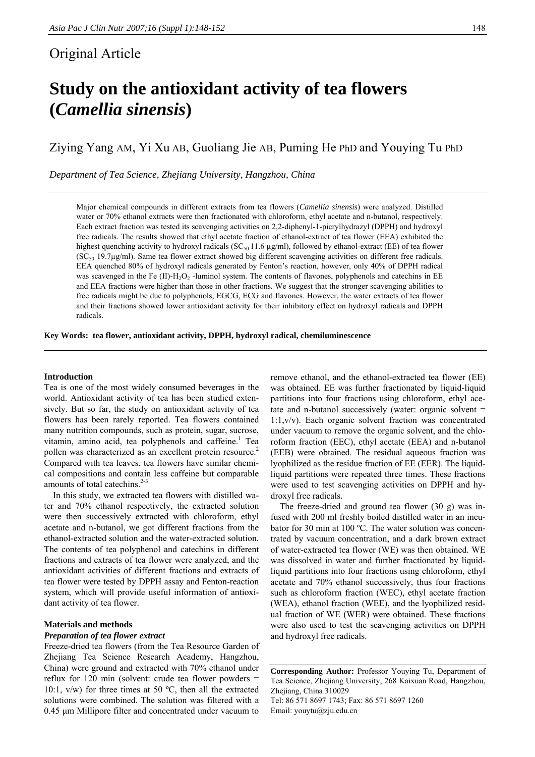## Original Article

# Study on the antioxidant activity of tea flowers (*Camellia sinensis*)

Ziying Yang AM, Yi Xu AB, Guoliang Jie AB, Puming He PhD and Youying Tu PhD

*Department of Tea Science, Zhejiang University, Hangzhou, China*

Major chemical compounds in different extracts from tea flowers (*Camellia sinensis*) were analyzed. Distilled water or 70% ethanol extracts were then fractionated with chloroform, ethyl acetate and n-butanol, respectively. Each extract fraction was tested its scavenging activities on 2,2-diphenyl-1-picrylhydrazyl (DPPH) and hydroxyl free radicals. The results showed that ethyl acetate fraction of ethanol-extract of tea flower (EEA) exhibited the highest quenching activity to hydroxyl radicals ($SC_{50}$ 11.6 μg/ml), followed by ethanol-extract (EE) of tea flower ($SC_{50}$ 19.7μg/ml). Same tea flower extract showed big different scavenging activities on different free radicals. EEA quenched 80% of hydroxyl radicals generated by Fenton's reaction, however, only 40% of DPPH radical was scavenged in the Fe (II)-$H_2O_2$ -luminol system. The contents of flavones, polyphenols and catechins in EE and EEA fractions were higher than those in other fractions. We suggest that the stronger scavenging abilities to free radicals might be due to polyphenols, EGCG, ECG and flavones. However, the water extracts of tea flower and their fractions showed lower antioxidant activity for their inhibitory effect on hydroxyl radicals and DPPH radicals.

**Key Words: tea flower, antioxidant activity, DPPH, hydroxyl radical, chemiluminescence**

## Introduction

Tea is one of the most widely consumed beverages in the world. Antioxidant activity of tea has been studied extensively. But so far, the study on antioxidant activity of tea flowers has been rarely reported. Tea flowers contained many nutrition compounds, such as protein, sugar, sucrose, vitamin, amino acid, tea polyphenols and caffeine.[1] Tea pollen was characterized as an excellent protein resource.[2] Compared with tea leaves, tea flowers have similar chemical compositions and contain less caffeine but comparable amounts of total catechins.[2-3]

In this study, we extracted tea flowers with distilled water and 70% ethanol respectively, the extracted solution were then successively extracted with chloroform, ethyl acetate and n-butanol, we got different fractions from the ethanol-extracted solution and the water-extracted solution. The contents of tea polyphenol and catechins in different fractions and extracts of tea flower were analyzed, and the antioxidant activities of different fractions and extracts of tea flower were tested by DPPH assay and Fenton-reaction system, which will provide useful information of antioxidant activity of tea flower.

## Materials and methods

### *Preparation of tea flower extract*

Freeze-dried tea flowers (from the Tea Resource Garden of Zhejiang Tea Science Research Academy, Hangzhou, China) were ground and extracted with 70% ethanol under reflux for 120 min (solvent: crude tea flower powders = 10:1, v/w) for three times at 50 ºC, then all the extracted solutions were combined. The solution was filtered with a 0.45 μm Millipore filter and concentrated under vacuum to remove ethanol, and the ethanol-extracted tea flower (EE) was obtained. EE was further fractionated by liquid-liquid partitions into four fractions using chloroform, ethyl acetate and n-butanol successively (water: organic solvent = 1:1,v/v). Each organic solvent fraction was concentrated under vacuum to remove the organic solvent, and the chloroform fraction (EEC), ethyl acetate (EEA) and n-butanol (EEB) were obtained. The residual aqueous fraction was lyophilized as the residue fraction of EE (EER). The liquid-liquid partitions were repeated three times. These fractions were used to test scavenging activities on DPPH and hydroxyl free radicals.

The freeze-dried and ground tea flower (30 g) was infused with 200 ml freshly boiled distilled water in an incubator for 30 min at 100 ºC. The water solution was concentrated by vacuum concentration, and a dark brown extract of water-extracted tea flower (WE) was then obtained. WE was dissolved in water and further fractionated by liquid-liquid partitions into four fractions using chloroform, ethyl acetate and 70% ethanol successively, thus four fractions such as chloroform fraction (WEC), ethyl acetate fraction (WEA), ethanol fraction (WEE), and the lyophilized residual fraction of WE (WER) were obtained. These fractions were also used to test the scavenging activities on DPPH and hydroxyl free radicals.

**Corresponding Author:** Professor Youying Tu, Department of Tea Science, Zhejiang University, 268 Kaixuan Road, Hangzhou, Zhejiang, China 310029
Tel: 86 571 8697 1743; Fax: 86 571 8697 1260
Email: youytu@zju.edu.cn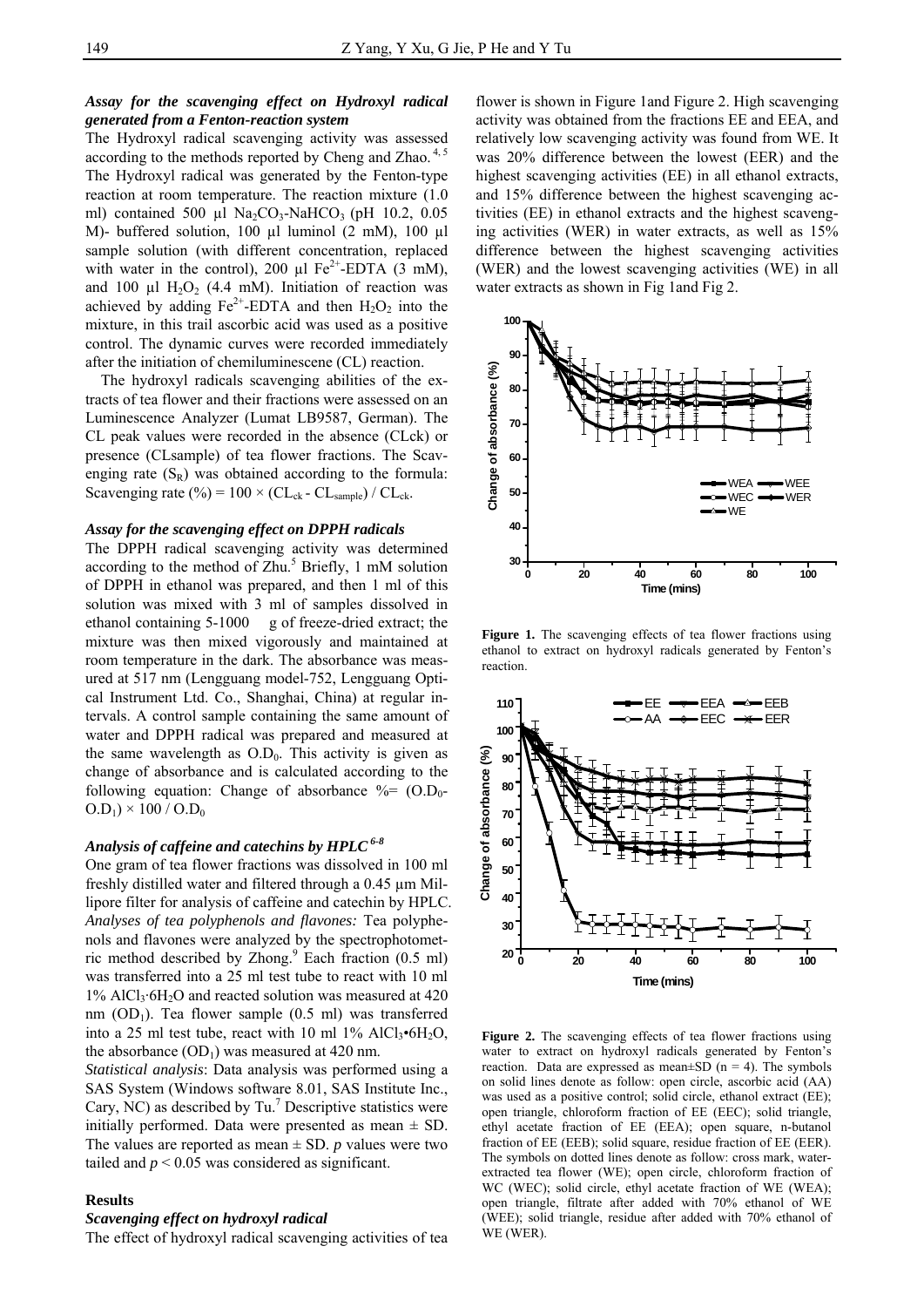### *Assay for the scavenging effect on Hydroxyl radical generated from a Fenton-reaction system*

The Hydroxyl radical scavenging activity was assessed according to the methods reported by Cheng and Zhao.[4, 5] The Hydroxyl radical was generated by the Fenton-type reaction at room temperature. The reaction mixture (1.0 ml) contained 500 µl $Na_2CO_3$-$NaHCO_3$ (pH 10.2, 0.05 M)- buffered solution, 100 µl luminol (2 mM), 100 µl sample solution (with different concentration, replaced with water in the control), 200 µl $Fe^{2+}$-EDTA (3 mM), and 100 µl $H_2O_2$ (4.4 mM). Initiation of reaction was achieved by adding $Fe^{2+}$-EDTA and then $H_2O_2$ into the mixture, in this trail ascorbic acid was used as a positive control. The dynamic curves were recorded immediately after the initiation of chemiluminescene (CL) reaction.

The hydroxyl radicals scavenging abilities of the extracts of tea flower and their fractions were assessed on an Luminescence Analyzer (Lumat LB9587, German). The CL peak values were recorded in the absence (CLck) or presence (CLsample) of tea flower fractions. The Scavenging rate ($S_R$) was obtained according to the formula: Scavenging rate (%) = $100 \times (CL_{ck} - CL_{sample}) / CL_{ck}$.

### *Assay for the scavenging effect on DPPH radicals*

The DPPH radical scavenging activity was determined according to the method of Zhu.[5] Briefly, 1 mM solution of DPPH in ethanol was prepared, and then 1 ml of this solution was mixed with 3 ml of samples dissolved in ethanol containing 5-1000 g of freeze-dried extract; the mixture was then mixed vigorously and maintained at room temperature in the dark. The absorbance was measured at 517 nm (Lengguang model-752, Lengguang Optical Instrument Ltd. Co., Shanghai, China) at regular intervals. A control sample containing the same amount of water and DPPH radical was prepared and measured at the same wavelength as $O.D_0$. This activity is given as change of absorbance and is calculated according to the following equation: Change of absorbance %= $(O.D_0 - O.D_1) \times 100 / O.D_0$

### *Analysis of caffeine and catechins by HPLC*[6-8]

One gram of tea flower fractions was dissolved in 100 ml freshly distilled water and filtered through a 0.45 µm Millipore filter for analysis of caffeine and catechin by HPLC. *Analyses of tea polyphenols and flavones:* Tea polyphenols and flavones were analyzed by the spectrophotometric method described by Zhong.[9] Each fraction (0.5 ml) was transferred into a 25 ml test tube to react with 10 ml 1% $AlCl_3 \cdot 6H_2O$ and reacted solution was measured at 420 nm ($OD_1$). Tea flower sample (0.5 ml) was transferred into a 25 ml test tube, react with 10 ml 1% $AlCl_3 \cdot 6H_2O$, the absorbance ($OD_1$) was measured at 420 nm.

*Statistical analysis*: Data analysis was performed using a SAS System (Windows software 8.01, SAS Institute Inc., Cary, NC) as described by Tu.[7] Descriptive statistics were initially performed. Data were presented as mean ± SD. The values are reported as mean ± SD. *p* values were two tailed and $p < 0.05$ was considered as significant.

## Results

### *Scavenging effect on hydroxyl radical*

The effect of hydroxyl radical scavenging activities of tea flower is shown in Figure 1and Figure 2. High scavenging activity was obtained from the fractions EE and EEA, and relatively low scavenging activity was found from WE. It was 20% difference between the lowest (EER) and the highest scavenging activities (EE) in all ethanol extracts, and 15% difference between the highest scavenging activities (EE) in ethanol extracts and the highest scavenging activities (WER) in water extracts, as well as 15% difference between the highest scavenging activities (WER) and the lowest scavenging activities (WE) in all water extracts as shown in Fig 1and Fig 2.

**Figure 1.** The scavenging effects of tea flower fractions using ethanol to extract on hydroxyl radicals generated by Fenton's reaction.

**Figure 2.** The scavenging effects of tea flower fractions using water to extract on hydroxyl radicals generated by Fenton's reaction. Data are expressed as mean±SD (n = 4). The symbols on solid lines denote as follow: open circle, ascorbic acid (AA) was used as a positive control; solid circle, ethanol extract (EE); open triangle, chloroform fraction of EE (EEC); solid triangle, ethyl acetate fraction of EE (EEA); open square, n-butanol fraction of EE (EEB); solid square, residue fraction of EE (EER). The symbols on dotted lines denote as follow: cross mark, water-extracted tea flower (WE); open circle, chloroform fraction of WC (WEC); solid circle, ethyl acetate fraction of WE (WEA); open triangle, filtrate after added with 70% ethanol of WE (WEE); solid triangle, residue after added with 70% ethanol of WE (WER).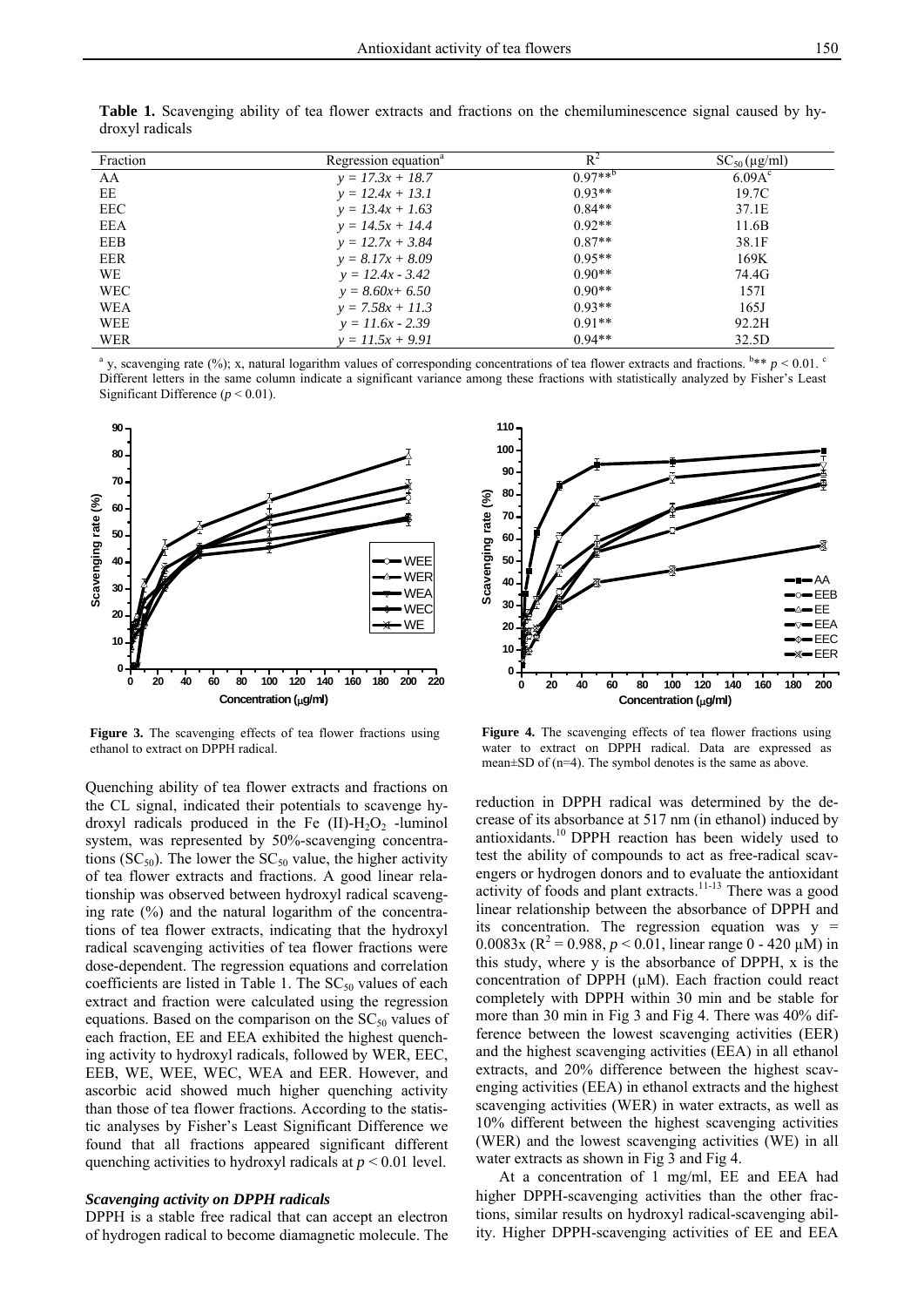**Table 1.** Scavenging ability of tea flower extracts and fractions on the chemiluminescence signal caused by hydroxyl radicals

| Fraction | Regression equation[a] | $R^2$ | $SC_{50}$ (μg/ml) |
|---|---|---|---|
| AA | $y = 17.3x + 18.7$ | 0.97**[b] | 6.09A[c] |
| EE | $y = 12.4x + 13.1$ | 0.93** | 19.7C |
| EEC | $y = 13.4x + 1.63$ | 0.84** | 37.1E |
| EEA | $y = 14.5x + 14.4$ | 0.92** | 11.6B |
| EEB | $y = 12.7x + 3.84$ | 0.87** | 38.1F |
| EER | $y = 8.17x + 8.09$ | 0.95** | 169K |
| WE | $y = 12.4x - 3.42$ | 0.90** | 74.4G |
| WEC | $y = 8.60x + 6.50$ | 0.90** | 157I |
| WEA | $y = 7.58x + 11.3$ | 0.93** | 165J |
| WEE | $y = 11.6x - 2.39$ | 0.91** | 92.2H |
| WER | $y = 11.5x + 9.91$ | 0.94** | 32.5D |

[a] y, scavenging rate (%); x, natural logarithm values of corresponding concentrations of tea flower extracts and fractions. [b] ** $p < 0.01$. [c] Different letters in the same column indicate a significant variance among these fractions with statistically analyzed by Fisher's Least Significant Difference ($p < 0.01$).

**Figure 3.** The scavenging effects of tea flower fractions using ethanol to extract on DPPH radical.

**Figure 4.** The scavenging effects of tea flower fractions using water to extract on DPPH radical. Data are expressed as mean±SD of (n=4). The symbol denotes is the same as above.

Quenching ability of tea flower extracts and fractions on the CL signal, indicated their potentials to scavenge hydroxyl radicals produced in the Fe (II)-$H_2O_2$ -luminol system, was represented by 50%-scavenging concentrations ($SC_{50}$). The lower the $SC_{50}$ value, the higher activity of tea flower extracts and fractions. A good linear relationship was observed between hydroxyl radical scavenging rate (%) and the natural logarithm of the concentrations of tea flower extracts, indicating that the hydroxyl radical scavenging activities of tea flower fractions were dose-dependent. The regression equations and correlation coefficients are listed in Table 1. The $SC_{50}$ values of each extract and fraction were calculated using the regression equations. Based on the comparison on the $SC_{50}$ values of each fraction, EE and EEA exhibited the highest quenching activity to hydroxyl radicals, followed by WER, EEC, EEB, WE, WEE, WEC, WEA and EER. However, and ascorbic acid showed much higher quenching activity than those of tea flower fractions. According to the statistic analyses by Fisher's Least Significant Difference we found that all fractions appeared significant different quenching activities to hydroxyl radicals at $p < 0.01$ level.

### *Scavenging activity on DPPH radicals*

DPPH is a stable free radical that can accept an electron of hydrogen radical to become diamagnetic molecule. The reduction in DPPH radical was determined by the decrease of its absorbance at 517 nm (in ethanol) induced by antioxidants.[10] DPPH reaction has been widely used to test the ability of compounds to act as free-radical scavengers or hydrogen donors and to evaluate the antioxidant activity of foods and plant extracts.[11-13] There was a good linear relationship between the absorbance of DPPH and its concentration. The regression equation was $y = 0.0083x$ ($R^2 = 0.988$, $p < 0.01$, linear range 0 - 420 μM) in this study, where y is the absorbance of DPPH, x is the concentration of DPPH (μM). Each fraction could react completely with DPPH within 30 min and be stable for more than 30 min in Fig 3 and Fig 4. There was 40% difference between the lowest scavenging activities (EER) and the highest scavenging activities (EEA) in all ethanol extracts, and 20% difference between the highest scavenging activities (EEA) in ethanol extracts and the highest scavenging activities (WER) in water extracts, as well as 10% different between the highest scavenging activities (WER) and the lowest scavenging activities (WE) in all water extracts as shown in Fig 3 and Fig 4.

At a concentration of 1 mg/ml, EE and EEA had higher DPPH-scavenging activities than the other fractions, similar results on hydroxyl radical-scavenging ability. Higher DPPH-scavenging activities of EE and EEA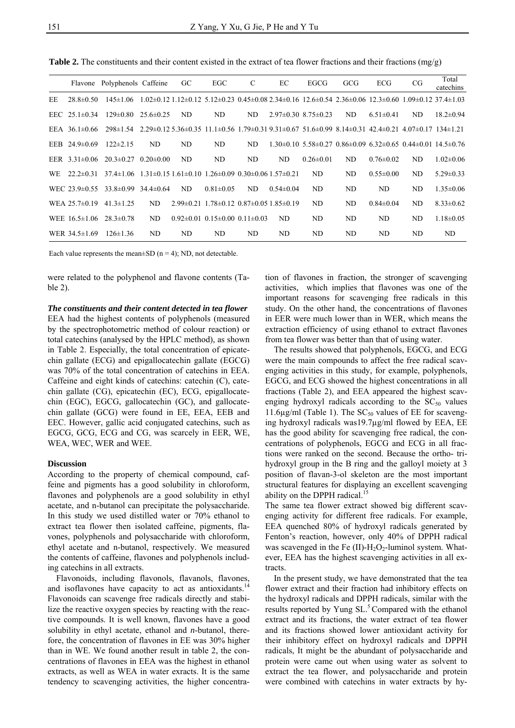**Table 2.** The constituents and their content existed in the extract of tea flower fractions and their fractions (mg/g)

| | Flavone | Polyphenols | Caffeine | GC | EGC | C | EC | EGCG | GCG | ECG | CG | Total catechins |
|---|---|---|---|---|---|---|---|---|---|---|---|---|
| EE | 28.8±0.50 | 145±1.06 | 1.02±0.12 | 1.12±0.12 | 5.12±0.23 | 0.45±0.08 | 2.34±0.16 | 12.6±0.54 | 2.36±0.06 | 12.3±0.60 | 1.09±0.12 | 37.4±1.03 |
| EEC | 25.1±0.34 | 129±0.80 | 25.6±0.25 | ND | ND | ND | 2.97±0.30 | 8.75±0.23 | ND | 6.51±0.41 | ND | 18.2±0.94 |
| EEA | 36.1±0.66 | 298±1.54 | 2.29±0.12 | 5.36±0.35 | 11.1±0.56 | 1.79±0.31 | 9.31±0.67 | 51.6±0.99 | 8.14±0.31 | 42.4±0.21 | 4.07±0.17 | 134±1.21 |
| EEB | 24.9±0.69 | 122±2.15 | ND | ND | ND | ND | 1.30±0.10 | 5.58±0.27 | 0.86±0.09 | 6.32±0.65 | 0.44±0.01 | 14.5±0.76 |
| EER | 3.31±0.06 | 20.3±0.27 | 0.20±0.00 | ND | ND | ND | ND | 0.26±0.01 | ND | 0.76±0.02 | ND | 1.02±0.06 |
| WE | 22.2±0.31 | 37.4±1.06 | 1.31±0.15 | 1.61±0.10 | 1.26±0.09 | 0.30±0.06 | 1.57±0.21 | ND | ND | 0.55±0.00 | ND | 5.29±0.33 |
| WEC | 23.9±0.55 | 33.8±0.99 | 34.4±0.64 | ND | 0.81±0.05 | ND | 0.54±0.04 | ND | ND | ND | ND | 1.35±0.06 |
| WEA | 25.7±0.19 | 41.3±1.25 | ND | 2.99±0.21 | 1.78±0.12 | 0.87±0.05 | 1.85±0.19 | ND | ND | 0.84±0.04 | ND | 8.33±0.62 |
| WEE | 16.5±1.06 | 28.3±0.78 | ND | 0.92±0.01 | 0.15±0.00 | 0.11±0.03 | ND | ND | ND | ND | ND | 1.18±0.05 |
| WER | 34.5±1.69 | 126±1.36 | ND | ND | ND | ND | ND | ND | ND | ND | ND | ND |

Each value represents the mean±SD (n = 4); ND, not detectable.

were related to the polyphenol and flavone contents (Table 2).

***The constituents and their content detected in tea flower***

EEA had the highest contents of polyphenols (measured by the spectrophotometric method of colour reaction) or total catechins (analysed by the HPLC method), as shown in Table 2. Especially, the total concentration of epicatechin gallate (ECG) and epigallocatechin gallate (EGCG) was 70% of the total concentration of catechins in EEA. Caffeine and eight kinds of catechins: catechin (C), catechin gallate (CG), epicatechin (EC), ECG, epigallocatechin (EGC), EGCG, gallocatechin (GC), and gallocatechin gallate (GCG) were found in EE, EEA, EEB and EEC. However, gallic acid conjugated catechins, such as EGCG, GCG, ECG and CG, was scarcely in EER, WE, WEA, WEC, WER and WEE.

**Discussion**

According to the property of chemical compound, caffeine and pigments has a good solubility in chloroform, flavones and polyphenols are a good solubility in ethyl acetate, and n-butanol can precipitate the polysaccharide. In this study we used distilled water or 70% ethanol to extract tea flower then isolated caffeine, pigments, flavones, polyphenols and polysaccharide with chloroform, ethyl acetate and n-butanol, respectively. We measured the contents of caffeine, flavones and polyphenols including catechins in all extracts.

Flavonoids, including flavonols, flavanols, flavones, and isoflavones have capacity to act as antioxidants.[14] Flavonoids can scavenge free radicals directly and stabilize the reactive oxygen species by reacting with the reactive compounds. It is well known, flavones have a good solubility in ethyl acetate, ethanol and *n*-butanol, therefore, the concentration of flavones in EE was 30% higher than in WE. We found another result in table 2, the concentrations of flavones in EEA was the highest in ethanol extracts, as well as WEA in water exracts. It is the same tendency to scavenging activities, the higher concentration of flavones in fraction, the stronger of scavenging activities, which implies that flavones was one of the important reasons for scavenging free radicals in this study. On the other hand, the concentrations of flavones in EER were much lower than in WER, which means the extraction efficiency of using ethanol to extract flavones from tea flower was better than that of using water.

The results showed that polyphenols, EGCG, and ECG were the main compounds to affect the free radical scavenging activities in this study, for example, polyphenols, EGCG, and ECG showed the highest concentrations in all fractions (Table 2), and EEA appeared the highest scavenging hydroxyl radicals according to the $SC_{50}$ values 11.6μg/ml (Table 1). The $SC_{50}$ values of EE for scavenging hydroxyl radicals was19.7μg/ml flowed by EEA, EE has the good ability for scavenging free radical, the concentrations of polyphenols, EGCG and ECG in all fractions were ranked on the second. Because the ortho- trihydroxyl group in the B ring and the galloyl moiety at 3 position of flavan-3-ol skeleton are the most important structural features for displaying an excellent scavenging ability on the DPPH radical.[15]

The same tea flower extract showed big different scavenging activity for different free radicals. For example, EEA quenched 80% of hydroxyl radicals generated by Fenton's reaction, however, only 40% of DPPH radical was scavenged in the Fe (II)-$H_2O_2$-luminol system. Whatever, EEA has the highest scavenging activities in all extracts.

In the present study, we have demonstrated that the tea flower extract and their fraction had inhibitory effects on the hydroxyl radicals and DPPH radicals, similar with the results reported by Yung SL.[5] Compared with the ethanol extract and its fractions, the water extract of tea flower and its fractions showed lower antioxidant activity for their inhibitory effect on hydroxyl radicals and DPPH radicals, It might be the abundant of polysaccharide and protein were came out when using water as solvent to extract the tea flower, and polysaccharide and protein were combined with catechins in water extracts by hy-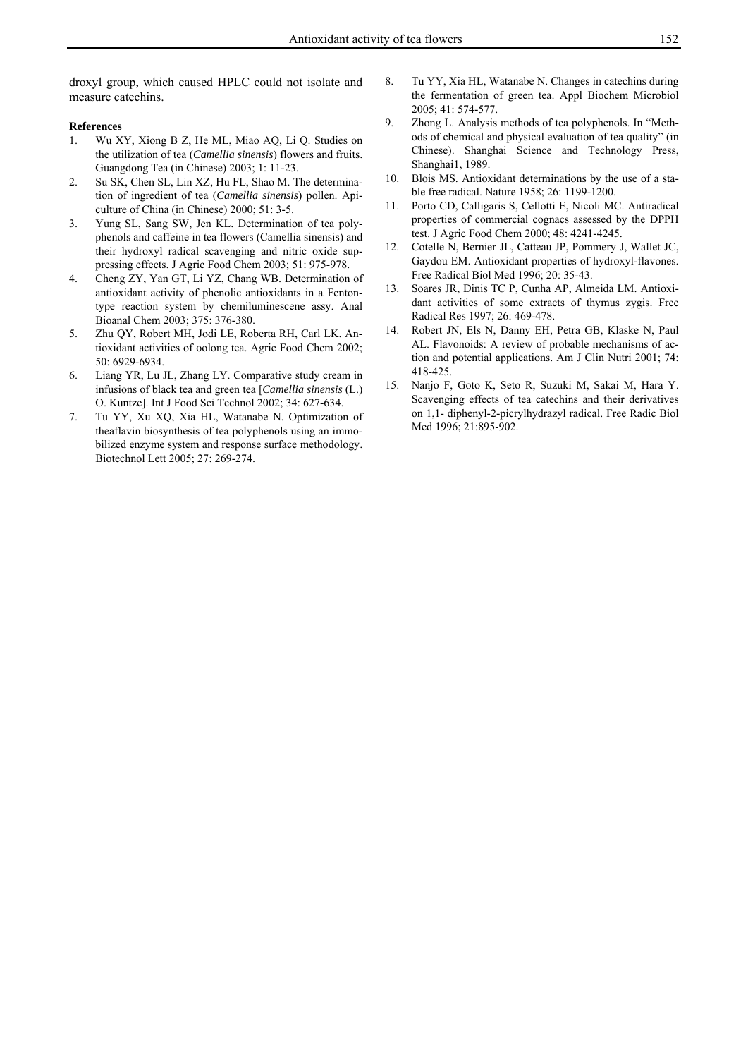droxyl group, which caused HPLC could not isolate and measure catechins.

**References**

1. Wu XY, Xiong B Z, He ML, Miao AQ, Li Q. Studies on the utilization of tea (*Camellia sinensis*) flowers and fruits. Guangdong Tea (in Chinese) 2003; 1: 11-23.
2. Su SK, Chen SL, Lin XZ, Hu FL, Shao M. The determination of ingredient of tea (*Camellia sinensis*) pollen. Apiculture of China (in Chinese) 2000; 51: 3-5.
3. Yung SL, Sang SW, Jen KL. Determination of tea polyphenols and caffeine in tea flowers (Camellia sinensis) and their hydroxyl radical scavenging and nitric oxide suppressing effects. J Agric Food Chem 2003; 51: 975-978.
4. Cheng ZY, Yan GT, Li YZ, Chang WB. Determination of antioxidant activity of phenolic antioxidants in a Fenton-type reaction system by chemiluminescene assy. Anal Bioanal Chem 2003; 375: 376-380.
5. Zhu QY, Robert MH, Jodi LE, Roberta RH, Carl LK. Antioxidant activities of oolong tea. Agric Food Chem 2002; 50: 6929-6934.
6. Liang YR, Lu JL, Zhang LY. Comparative study cream in infusions of black tea and green tea [*Camellia sinensis* (L.) O. Kuntze]. Int J Food Sci Technol 2002; 34: 627-634.
7. Tu YY, Xu XQ, Xia HL, Watanabe N. Optimization of theaflavin biosynthesis of tea polyphenols using an immobilized enzyme system and response surface methodology. Biotechnol Lett 2005; 27: 269-274.
8. Tu YY, Xia HL, Watanabe N. Changes in catechins during the fermentation of green tea. Appl Biochem Microbiol 2005; 41: 574-577.
9. Zhong L. Analysis methods of tea polyphenols. In "Methods of chemical and physical evaluation of tea quality" (in Chinese). Shanghai Science and Technology Press, Shanghai1, 1989.
10. Blois MS. Antioxidant determinations by the use of a stable free radical. Nature 1958; 26: 1199-1200.
11. Porto CD, Calligaris S, Cellotti E, Nicoli MC. Antiradical properties of commercial cognacs assessed by the DPPH test. J Agric Food Chem 2000; 48: 4241-4245.
12. Cotelle N, Bernier JL, Catteau JP, Pommery J, Wallet JC, Gaydou EM. Antioxidant properties of hydroxyl-flavones. Free Radical Biol Med 1996; 20: 35-43.
13. Soares JR, Dinis TC P, Cunha AP, Almeida LM. Antioxidant activities of some extracts of thymus zygis. Free Radical Res 1997; 26: 469-478.
14. Robert JN, Els N, Danny EH, Petra GB, Klaske N, Paul AL. Flavonoids: A review of probable mechanisms of action and potential applications. Am J Clin Nutri 2001; 74: 418-425.
15. Nanjo F, Goto K, Seto R, Suzuki M, Sakai M, Hara Y. Scavenging effects of tea catechins and their derivatives on 1,1- diphenyl-2-picrylhydrazyl radical. Free Radic Biol Med 1996; 21:895-902.